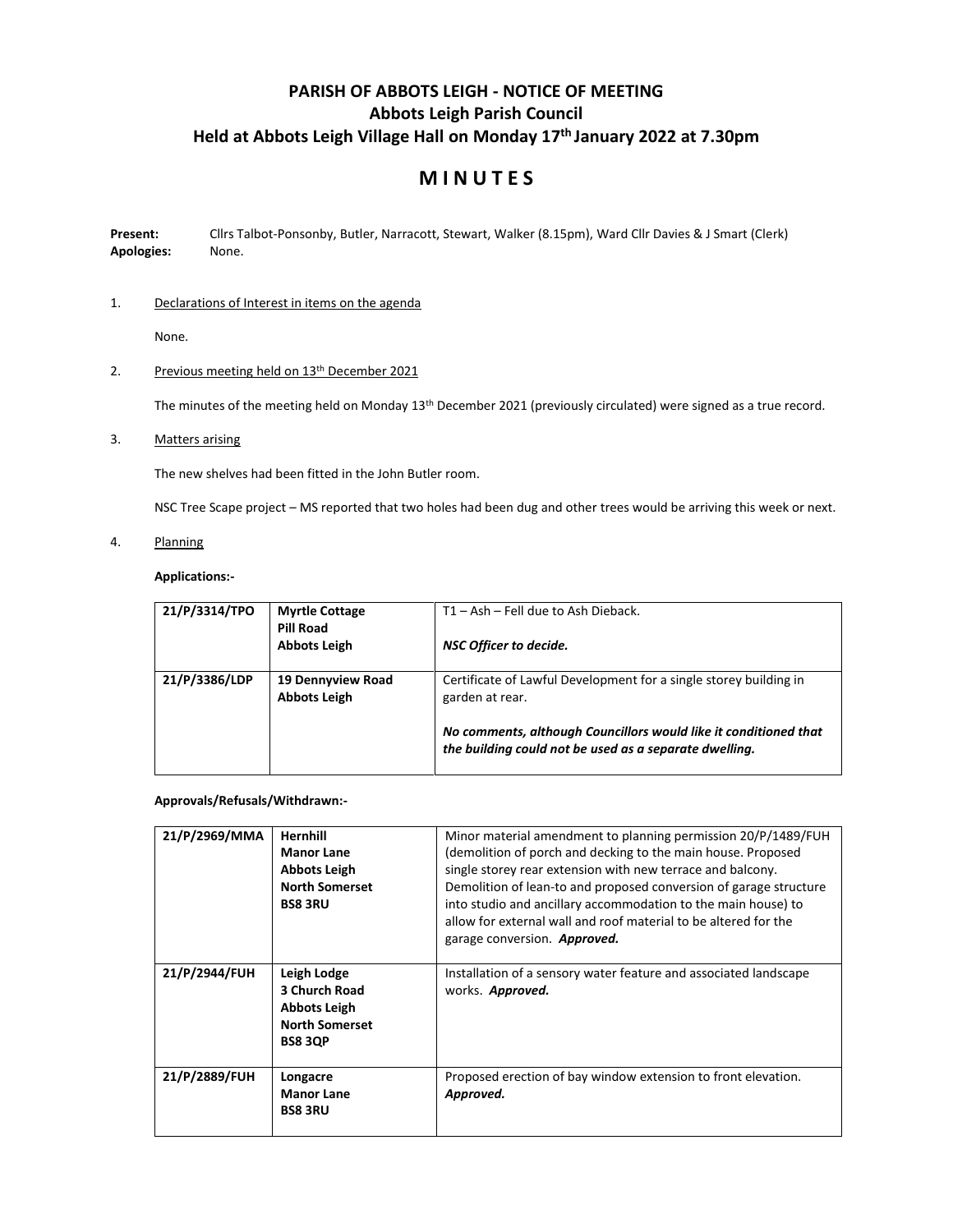# PARISH OF ABBOTS LEIGH - NOTICE OF MEETING
## Abbots Leigh Parish Council
### Held at Abbots Leigh Village Hall on Monday 17th January 2022 at 7.30pm

# M I N U T E S

**Present:** Cllrs Talbot-Ponsonby, Butler, Narracott, Stewart, Walker (8.15pm), Ward Cllr Davies & J Smart (Clerk)
**Apologies:** None.

1. Declarations of Interest in items on the agenda

   None.

2. Previous meeting held on 13th December 2021

   The minutes of the meeting held on Monday 13th December 2021 (previously circulated) were signed as a true record.

3. Matters arising

   The new shelves had been fitted in the John Butler room.

   NSC Tree Scape project – MS reported that two holes had been dug and other trees would be arriving this week or next.

4. Planning

   **Applications:-**

| 21/P/3314/TPO | **Myrtle Cottage**<br>**Pill Road**<br>**Abbots Leigh** | T1 – Ash – Fell due to Ash Dieback.<br><br>***NSC Officer to decide.*** |
|---|---|---|
| **21/P/3386/LDP** | **19 Dennyview Road**<br>**Abbots Leigh** | Certificate of Lawful Development for a single storey building in garden at rear.<br><br>***No comments, although Councillors would like it conditioned that the building could not be used as a separate dwelling.*** |

   **Approvals/Refusals/Withdrawn:-**

| 21/P/2969/MMA | **Hernhill**<br>**Manor Lane**<br>**Abbots Leigh**<br>**North Somerset**<br>**BS8 3RU** | Minor material amendment to planning permission 20/P/1489/FUH (demolition of porch and decking to the main house. Proposed single storey rear extension with new terrace and balcony. Demolition of lean-to and proposed conversion of garage structure into studio and ancillary accommodation to the main house) to allow for external wall and roof material to be altered for the garage conversion. ***Approved.*** |
|---|---|---|
| **21/P/2944/FUH** | **Leigh Lodge**<br>**3 Church Road**<br>**Abbots Leigh**<br>**North Somerset**<br>**BS8 3QP** | Installation of a sensory water feature and associated landscape works. ***Approved.*** |
| **21/P/2889/FUH** | **Longacre**<br>**Manor Lane**<br>**BS8 3RU** | Proposed erection of bay window extension to front elevation. ***Approved.*** |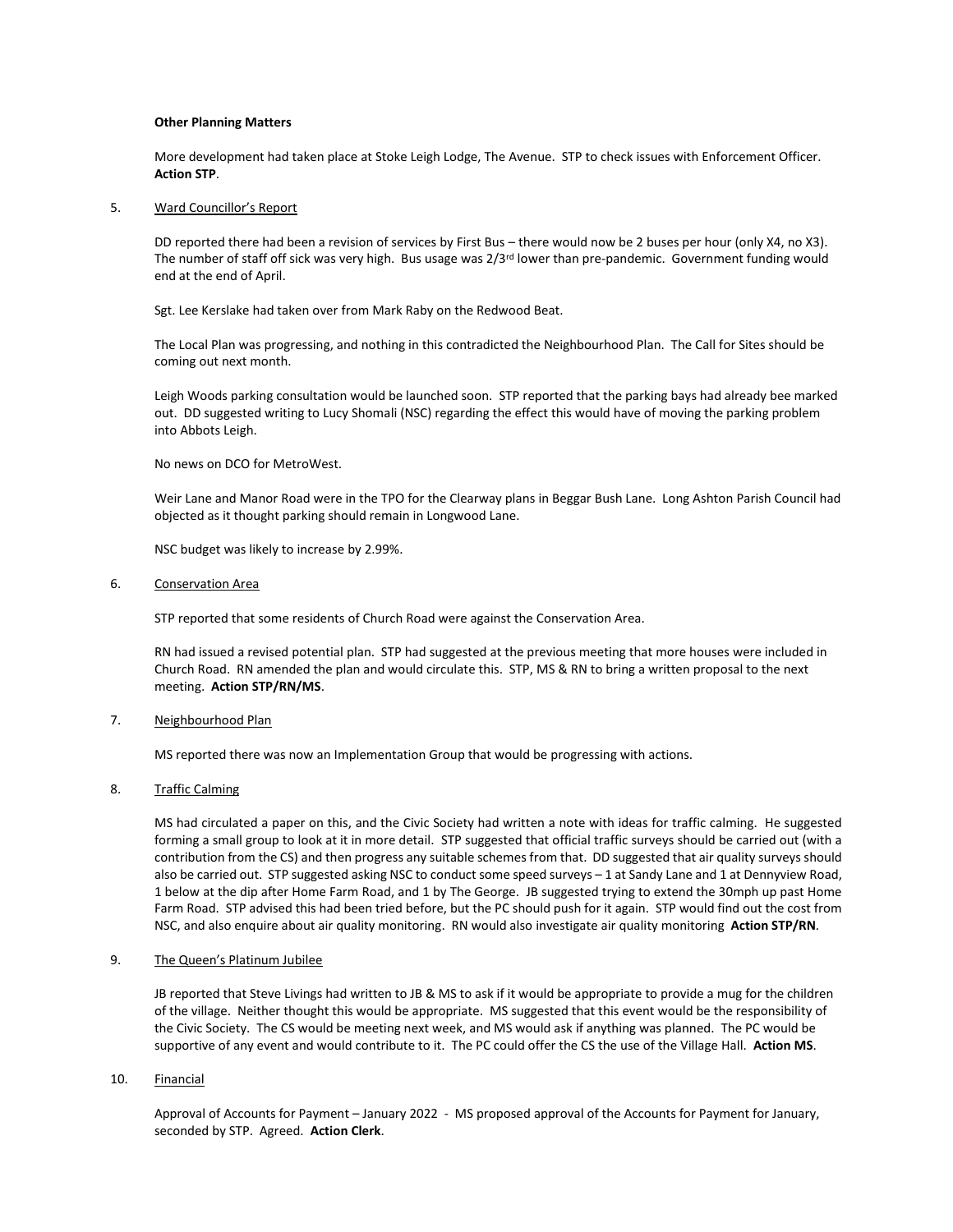**Other Planning Matters**

More development had taken place at Stoke Leigh Lodge, The Avenue. STP to check issues with Enforcement Officer. **Action STP**.

5. Ward Councillor's Report

DD reported there had been a revision of services by First Bus – there would now be 2 buses per hour (only X4, no X3). The number of staff off sick was very high. Bus usage was 2/3rd lower than pre-pandemic. Government funding would end at the end of April.

Sgt. Lee Kerslake had taken over from Mark Raby on the Redwood Beat.

The Local Plan was progressing, and nothing in this contradicted the Neighbourhood Plan. The Call for Sites should be coming out next month.

Leigh Woods parking consultation would be launched soon. STP reported that the parking bays had already bee marked out. DD suggested writing to Lucy Shomali (NSC) regarding the effect this would have of moving the parking problem into Abbots Leigh.

No news on DCO for MetroWest.

Weir Lane and Manor Road were in the TPO for the Clearway plans in Beggar Bush Lane. Long Ashton Parish Council had objected as it thought parking should remain in Longwood Lane.

NSC budget was likely to increase by 2.99%.

6. Conservation Area

STP reported that some residents of Church Road were against the Conservation Area.

RN had issued a revised potential plan. STP had suggested at the previous meeting that more houses were included in Church Road. RN amended the plan and would circulate this. STP, MS & RN to bring a written proposal to the next meeting. **Action STP/RN/MS**.

7. Neighbourhood Plan

MS reported there was now an Implementation Group that would be progressing with actions.

8. Traffic Calming

MS had circulated a paper on this, and the Civic Society had written a note with ideas for traffic calming. He suggested forming a small group to look at it in more detail. STP suggested that official traffic surveys should be carried out (with a contribution from the CS) and then progress any suitable schemes from that. DD suggested that air quality surveys should also be carried out. STP suggested asking NSC to conduct some speed surveys – 1 at Sandy Lane and 1 at Dennyview Road, 1 below at the dip after Home Farm Road, and 1 by The George. JB suggested trying to extend the 30mph up past Home Farm Road. STP advised this had been tried before, but the PC should push for it again. STP would find out the cost from NSC, and also enquire about air quality monitoring. RN would also investigate air quality monitoring **Action STP/RN**.

9. The Queen's Platinum Jubilee

JB reported that Steve Livings had written to JB & MS to ask if it would be appropriate to provide a mug for the children of the village. Neither thought this would be appropriate. MS suggested that this event would be the responsibility of the Civic Society. The CS would be meeting next week, and MS would ask if anything was planned. The PC would be supportive of any event and would contribute to it. The PC could offer the CS the use of the Village Hall. **Action MS**.

10. Financial

Approval of Accounts for Payment – January 2022 - MS proposed approval of the Accounts for Payment for January, seconded by STP. Agreed. **Action Clerk**.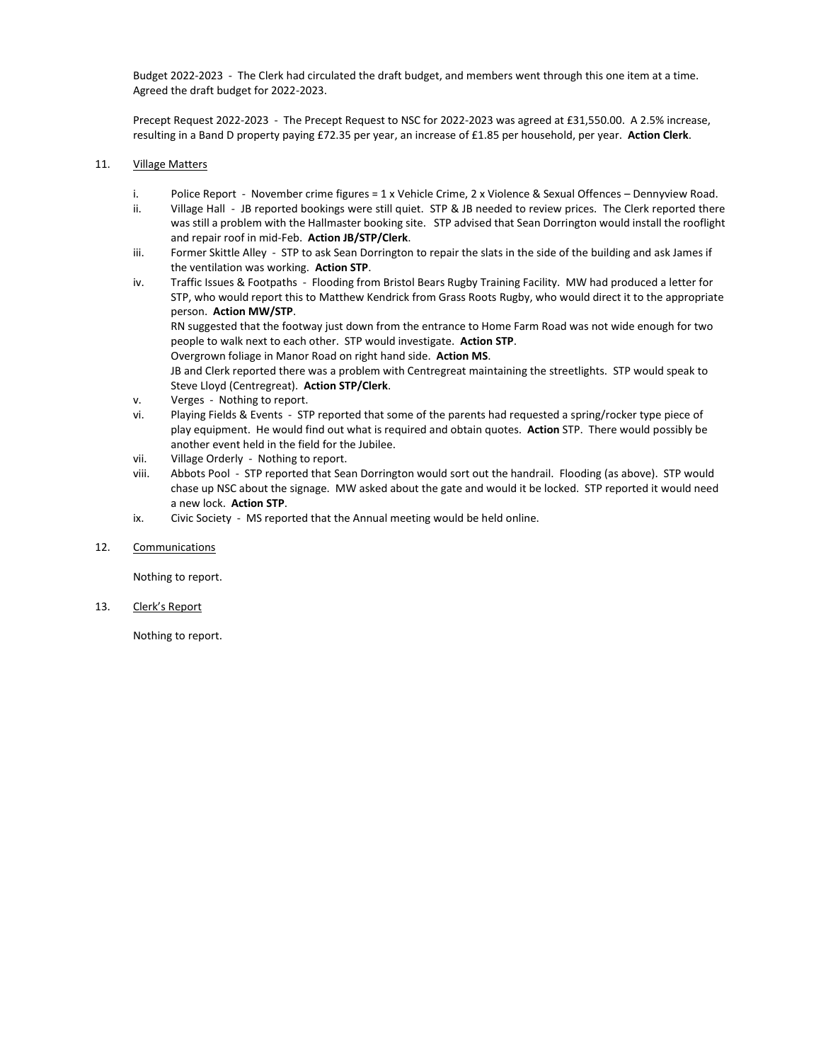Budget 2022-2023 - The Clerk had circulated the draft budget, and members went through this one item at a time. Agreed the draft budget for 2022-2023.

Precept Request 2022-2023 - The Precept Request to NSC for 2022-2023 was agreed at £31,550.00. A 2.5% increase, resulting in a Band D property paying £72.35 per year, an increase of £1.85 per household, per year. **Action Clerk**.

11. <u>Village Matters</u>

    i. Police Report - November crime figures = 1 x Vehicle Crime, 2 x Violence & Sexual Offences – Dennyview Road.

    ii. Village Hall - JB reported bookings were still quiet. STP & JB needed to review prices. The Clerk reported there was still a problem with the Hallmaster booking site. STP advised that Sean Dorrington would install the rooflight and repair roof in mid-Feb. **Action JB/STP/Clerk**.

    iii. Former Skittle Alley - STP to ask Sean Dorrington to repair the slats in the side of the building and ask James if the ventilation was working. **Action STP**.

    iv. Traffic Issues & Footpaths - Flooding from Bristol Bears Rugby Training Facility. MW had produced a letter for STP, who would report this to Matthew Kendrick from Grass Roots Rugby, who would direct it to the appropriate person. **Action MW/STP**.
    RN suggested that the footway just down from the entrance to Home Farm Road was not wide enough for two people to walk next to each other. STP would investigate. **Action STP**.
    Overgrown foliage in Manor Road on right hand side. **Action MS**.
    JB and Clerk reported there was a problem with Centregreat maintaining the streetlights. STP would speak to Steve Lloyd (Centregreat). **Action STP/Clerk**.

    v. Verges - Nothing to report.

    vi. Playing Fields & Events - STP reported that some of the parents had requested a spring/rocker type piece of play equipment. He would find out what is required and obtain quotes. **Action** STP. There would possibly be another event held in the field for the Jubilee.

    vii. Village Orderly - Nothing to report.

    viii. Abbots Pool - STP reported that Sean Dorrington would sort out the handrail. Flooding (as above). STP would chase up NSC about the signage. MW asked about the gate and would it be locked. STP reported it would need a new lock. **Action STP**.

    ix. Civic Society - MS reported that the Annual meeting would be held online.

12. <u>Communications</u>

    Nothing to report.

13. <u>Clerk's Report</u>

    Nothing to report.